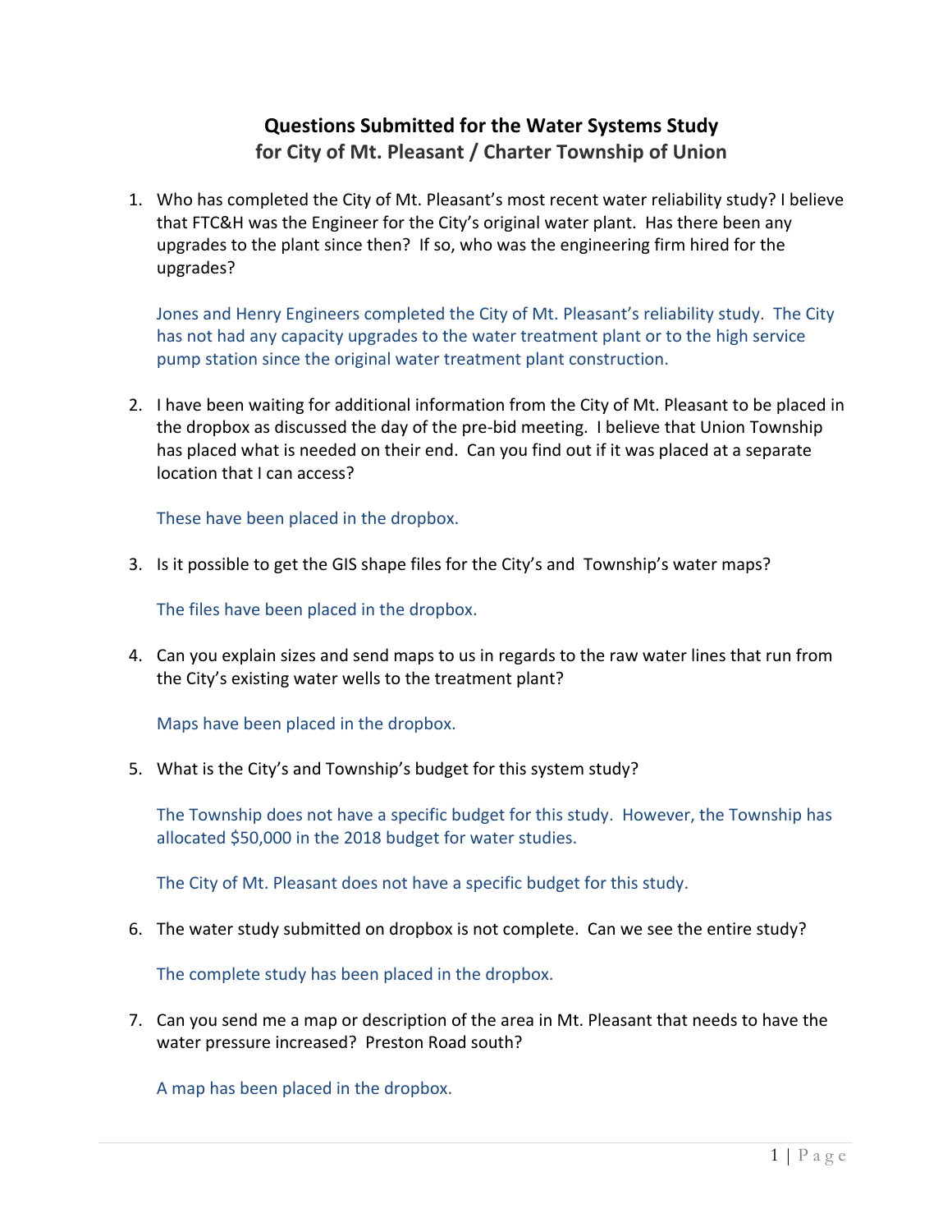# Questions Submitted for the Water Systems Study

## for City of Mt. Pleasant / Charter Township of Union

1. Who has completed the City of Mt. Pleasant's most recent water reliability study? I believe that FTC&H was the Engineer for the City's original water plant. Has there been any upgrades to the plant since then? If so, who was the engineering firm hired for the upgrades?

   Jones and Henry Engineers completed the City of Mt. Pleasant's reliability study. The City has not had any capacity upgrades to the water treatment plant or to the high service pump station since the original water treatment plant construction.

2. I have been waiting for additional information from the City of Mt. Pleasant to be placed in the dropbox as discussed the day of the pre-bid meeting. I believe that Union Township has placed what is needed on their end. Can you find out if it was placed at a separate location that I can access?

   These have been placed in the dropbox.

3. Is it possible to get the GIS shape files for the City's and Township's water maps?

   The files have been placed in the dropbox.

4. Can you explain sizes and send maps to us in regards to the raw water lines that run from the City's existing water wells to the treatment plant?

   Maps have been placed in the dropbox.

5. What is the City's and Township's budget for this system study?

   The Township does not have a specific budget for this study. However, the Township has allocated $50,000 in the 2018 budget for water studies.

   The City of Mt. Pleasant does not have a specific budget for this study.

6. The water study submitted on dropbox is not complete. Can we see the entire study?

   The complete study has been placed in the dropbox.

7. Can you send me a map or description of the area in Mt. Pleasant that needs to have the water pressure increased? Preston Road south?

   A map has been placed in the dropbox.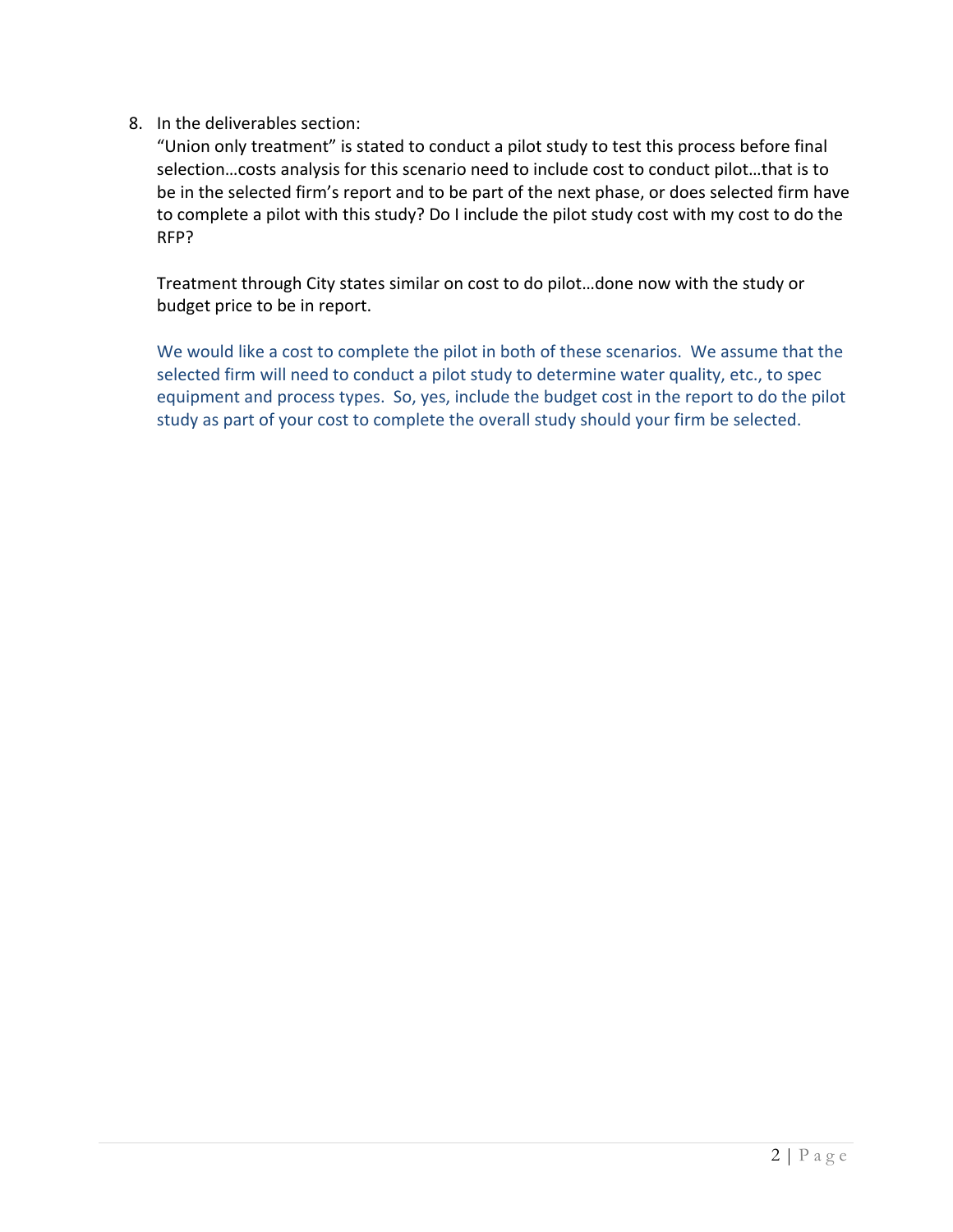8. In the deliverables section:

   "Union only treatment" is stated to conduct a pilot study to test this process before final selection…costs analysis for this scenario need to include cost to conduct pilot…that is to be in the selected firm's report and to be part of the next phase, or does selected firm have to complete a pilot with this study? Do I include the pilot study cost with my cost to do the RFP?

   Treatment through City states similar on cost to do pilot…done now with the study or budget price to be in report.

   We would like a cost to complete the pilot in both of these scenarios. We assume that the selected firm will need to conduct a pilot study to determine water quality, etc., to spec equipment and process types. So, yes, include the budget cost in the report to do the pilot study as part of your cost to complete the overall study should your firm be selected.